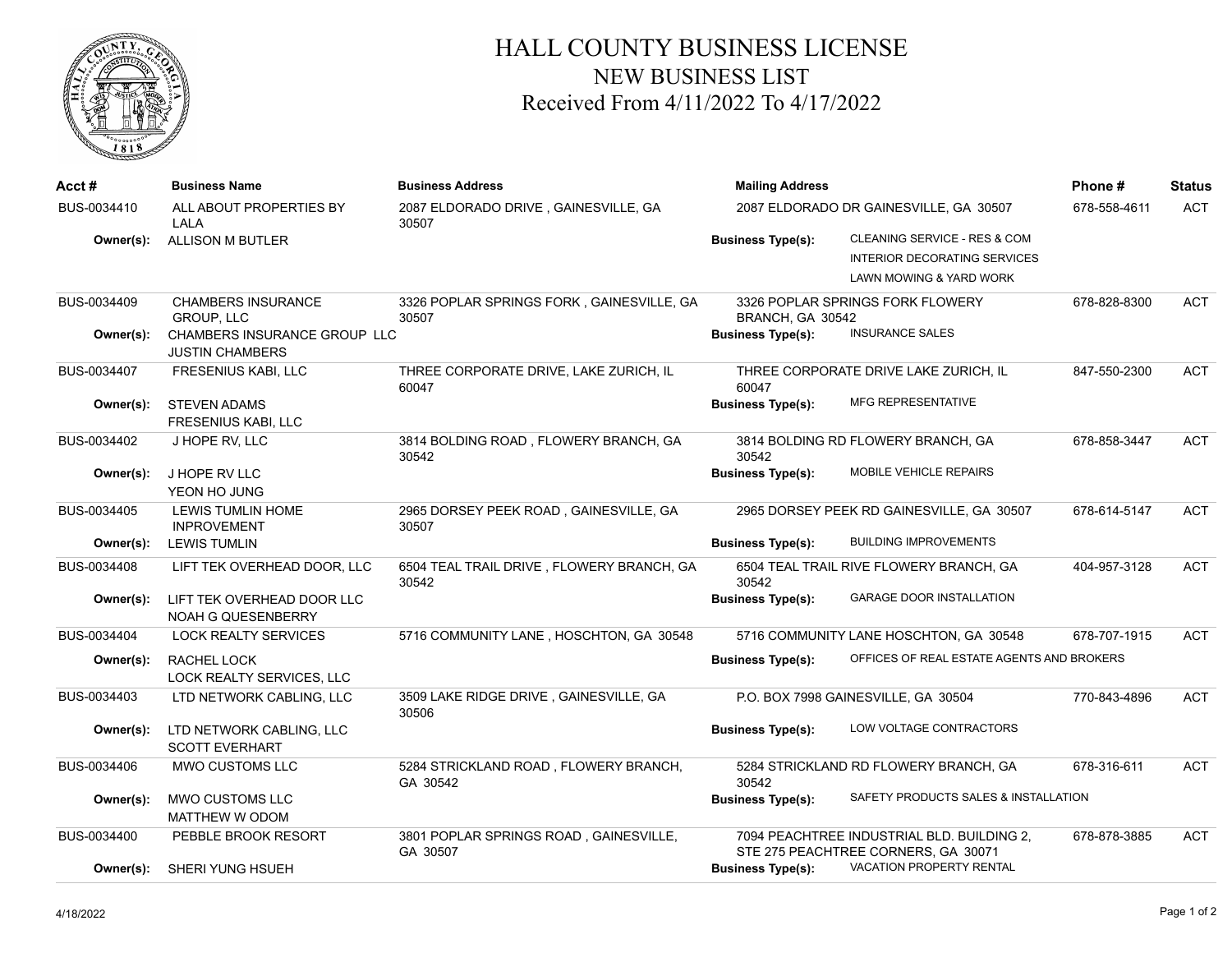# HALL COUNTY BUSINESS LICENSE
## NEW BUSINESS LIST
### Received From 4/11/2022 To 4/17/2022

| Acct # | Business Name | Business Address | Mailing Address | Business Type(s) | Phone # | Status |
|---|---|---|---|---|---|---|
| BUS-0034410 | ALL ABOUT PROPERTIES BY LALA<br>Owner(s): ALLISON M BUTLER | 2087 ELDORADO DRIVE , GAINESVILLE, GA 30507 | 2087 ELDORADO DR GAINESVILLE, GA 30507 | CLEANING SERVICE - RES & COM<br>INTERIOR DECORATING SERVICES<br>LAWN MOWING & YARD WORK | 678-558-4611 | ACT |
| BUS-0034409 | CHAMBERS INSURANCE GROUP, LLC<br>Owner(s): CHAMBERS INSURANCE GROUP LLC<br>JUSTIN CHAMBERS | 3326 POPLAR SPRINGS FORK , GAINESVILLE, GA 30507 | 3326 POPLAR SPRINGS FORK FLOWERY BRANCH, GA 30542 | INSURANCE SALES | 678-828-8300 | ACT |
| BUS-0034407 | FRESENIUS KABI, LLC<br>Owner(s): STEVEN ADAMS<br>FRESENIUS KABI, LLC | THREE CORPORATE DRIVE, LAKE ZURICH, IL 60047 | THREE CORPORATE DRIVE LAKE ZURICH, IL 60047 | MFG REPRESENTATIVE | 847-550-2300 | ACT |
| BUS-0034402 | J HOPE RV, LLC<br>Owner(s): J HOPE RV LLC<br>YEON HO JUNG | 3814 BOLDING ROAD , FLOWERY BRANCH, GA 30542 | 3814 BOLDING RD FLOWERY BRANCH, GA 30542 | MOBILE VEHICLE REPAIRS | 678-858-3447 | ACT |
| BUS-0034405 | LEWIS TUMLIN HOME INPROVEMENT<br>Owner(s): LEWIS TUMLIN | 2965 DORSEY PEEK ROAD , GAINESVILLE, GA 30507 | 2965 DORSEY PEEK RD GAINESVILLE, GA 30507 | BUILDING IMPROVEMENTS | 678-614-5147 | ACT |
| BUS-0034408 | LIFT TEK OVERHEAD DOOR, LLC<br>Owner(s): LIFT TEK OVERHEAD DOOR LLC<br>NOAH G QUESENBERRY | 6504 TEAL TRAIL DRIVE , FLOWERY BRANCH, GA 30542 | 6504 TEAL TRAIL RIVE FLOWERY BRANCH, GA 30542 | GARAGE DOOR INSTALLATION | 404-957-3128 | ACT |
| BUS-0034404 | LOCK REALTY SERVICES<br>Owner(s): RACHEL LOCK<br>LOCK REALTY SERVICES, LLC | 5716 COMMUNITY LANE , HOSCHTON, GA 30548 | 5716 COMMUNITY LANE HOSCHTON, GA 30548 | OFFICES OF REAL ESTATE AGENTS AND BROKERS | 678-707-1915 | ACT |
| BUS-0034403 | LTD NETWORK CABLING, LLC<br>Owner(s): LTD NETWORK CABLING, LLC<br>SCOTT EVERHART | 3509 LAKE RIDGE DRIVE , GAINESVILLE, GA 30506 | P.O. BOX 7998 GAINESVILLE, GA 30504 | LOW VOLTAGE CONTRACTORS | 770-843-4896 | ACT |
| BUS-0034406 | MWO CUSTOMS LLC<br>Owner(s): MWO CUSTOMS LLC<br>MATTHEW W ODOM | 5284 STRICKLAND ROAD , FLOWERY BRANCH, GA 30542 | 5284 STRICKLAND RD FLOWERY BRANCH, GA 30542 | SAFETY PRODUCTS SALES & INSTALLATION | 678-316-611 | ACT |
| BUS-0034400 | PEBBLE BROOK RESORT<br>Owner(s): SHERI YUNG HSUEH | 3801 POPLAR SPRINGS ROAD , GAINESVILLE, GA 30507 | 7094 PEACHTREE INDUSTRIAL BLD. BUILDING 2, STE 275 PEACHTREE CORNERS, GA 30071 | VACATION PROPERTY RENTAL | 678-878-3885 | ACT |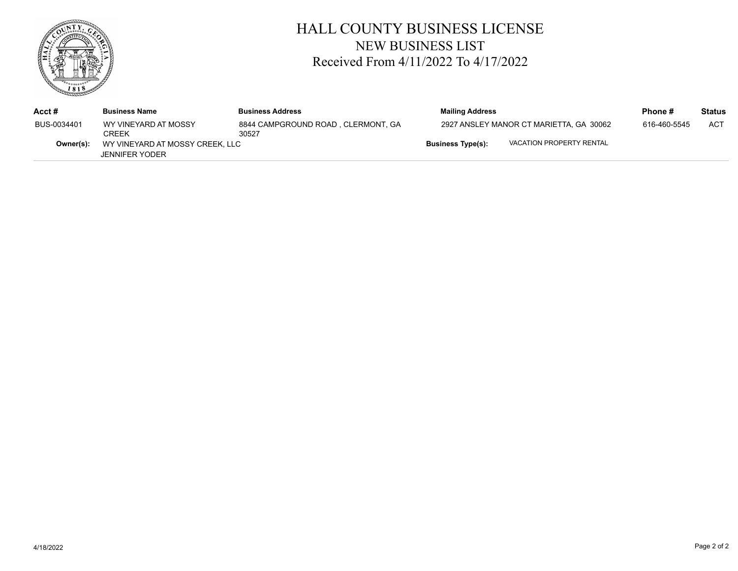# HALL COUNTY BUSINESS LICENSE
## NEW BUSINESS LIST
## Received From 4/11/2022 To 4/17/2022

| Acct # | Business Name | Business Address | Mailing Address | Phone # | Status |
|---|---|---|---|---|---|
| BUS-0034401 | WY VINEYARD AT MOSSY CREEK | 8844 CAMPGROUND ROAD , CLERMONT, GA 30527 | 2927 ANSLEY MANOR CT MARIETTA, GA 30062 | 616-460-5545 | ACT |
| **Owner(s):** | WY VINEYARD AT MOSSY CREEK, LLC<br>JENNIFER YODER | | **Business Type(s):** VACATION PROPERTY RENTAL | | |

4/18/2022